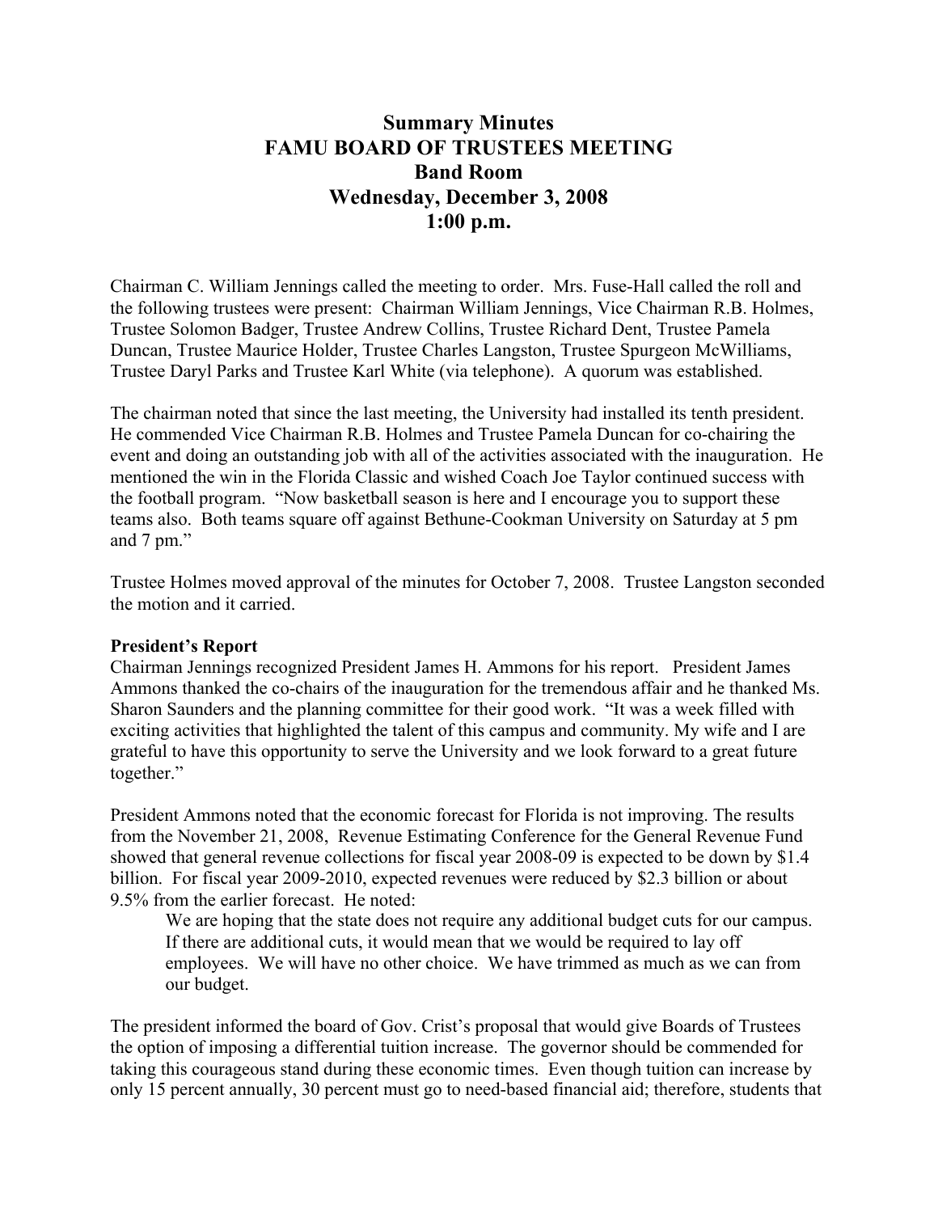# Summary Minutes
# FAMU BOARD OF TRUSTEES MEETING
## Band Room
## Wednesday, December 3, 2008
## 1:00 p.m.

Chairman C. William Jennings called the meeting to order. Mrs. Fuse-Hall called the roll and the following trustees were present: Chairman William Jennings, Vice Chairman R.B. Holmes, Trustee Solomon Badger, Trustee Andrew Collins, Trustee Richard Dent, Trustee Pamela Duncan, Trustee Maurice Holder, Trustee Charles Langston, Trustee Spurgeon McWilliams, Trustee Daryl Parks and Trustee Karl White (via telephone). A quorum was established.

The chairman noted that since the last meeting, the University had installed its tenth president. He commended Vice Chairman R.B. Holmes and Trustee Pamela Duncan for co-chairing the event and doing an outstanding job with all of the activities associated with the inauguration. He mentioned the win in the Florida Classic and wished Coach Joe Taylor continued success with the football program. "Now basketball season is here and I encourage you to support these teams also. Both teams square off against Bethune-Cookman University on Saturday at 5 pm and 7 pm."

Trustee Holmes moved approval of the minutes for October 7, 2008. Trustee Langston seconded the motion and it carried.

**President's Report**

Chairman Jennings recognized President James H. Ammons for his report. President James Ammons thanked the co-chairs of the inauguration for the tremendous affair and he thanked Ms. Sharon Saunders and the planning committee for their good work. "It was a week filled with exciting activities that highlighted the talent of this campus and community. My wife and I are grateful to have this opportunity to serve the University and we look forward to a great future together."

President Ammons noted that the economic forecast for Florida is not improving. The results from the November 21, 2008, Revenue Estimating Conference for the General Revenue Fund showed that general revenue collections for fiscal year 2008-09 is expected to be down by $1.4 billion. For fiscal year 2009-2010, expected revenues were reduced by $2.3 billion or about 9.5% from the earlier forecast. He noted:

> We are hoping that the state does not require any additional budget cuts for our campus. If there are additional cuts, it would mean that we would be required to lay off employees. We will have no other choice. We have trimmed as much as we can from our budget.

The president informed the board of Gov. Crist's proposal that would give Boards of Trustees the option of imposing a differential tuition increase. The governor should be commended for taking this courageous stand during these economic times. Even though tuition can increase by only 15 percent annually, 30 percent must go to need-based financial aid; therefore, students that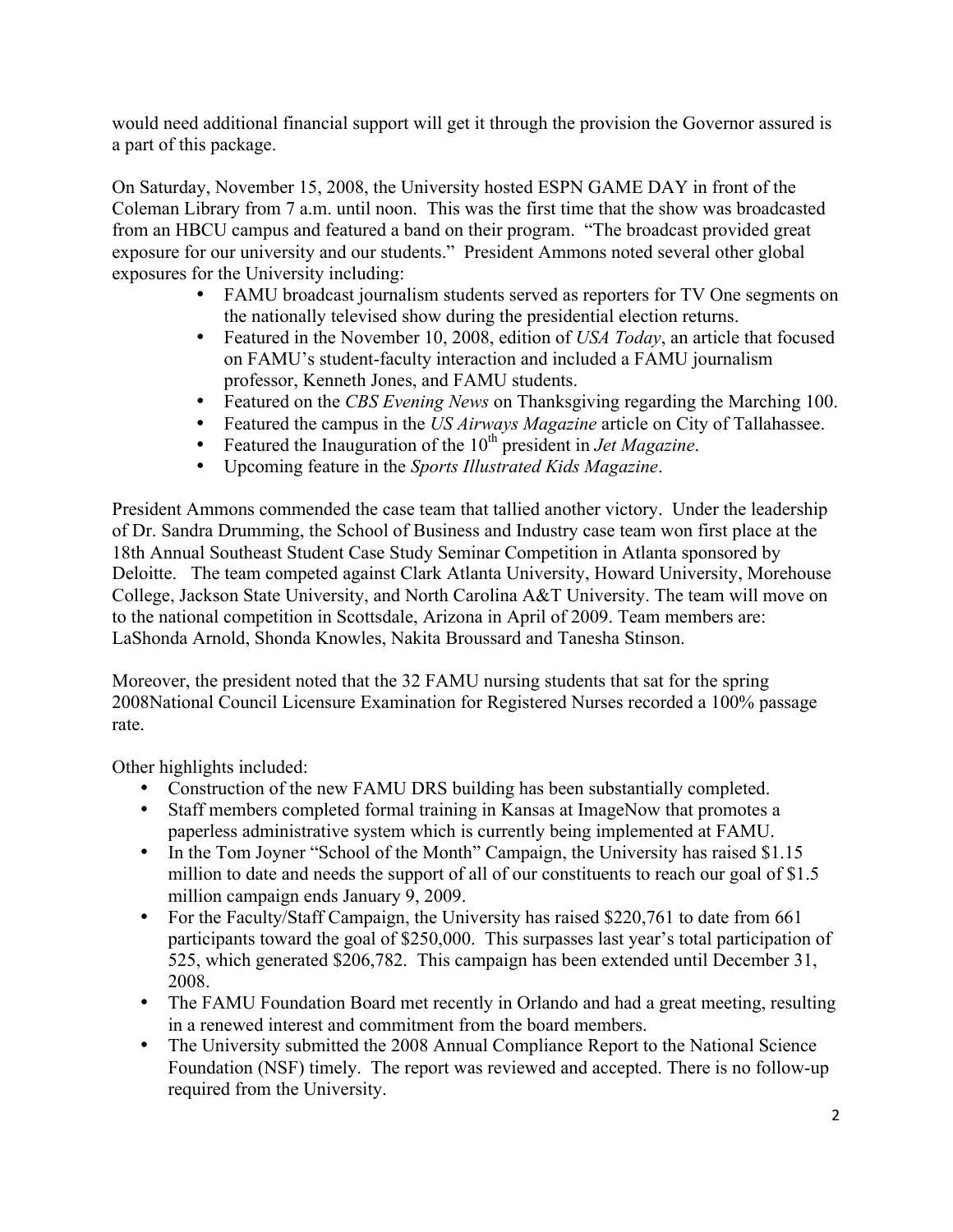would need additional financial support will get it through the provision the Governor assured is a part of this package.

On Saturday, November 15, 2008, the University hosted ESPN GAME DAY in front of the Coleman Library from 7 a.m. until noon. This was the first time that the show was broadcasted from an HBCU campus and featured a band on their program. "The broadcast provided great exposure for our university and our students." President Ammons noted several other global exposures for the University including:

- FAMU broadcast journalism students served as reporters for TV One segments on the nationally televised show during the presidential election returns.
- Featured in the November 10, 2008, edition of *USA Today*, an article that focused on FAMU's student-faculty interaction and included a FAMU journalism professor, Kenneth Jones, and FAMU students.
- Featured on the *CBS Evening News* on Thanksgiving regarding the Marching 100.
- Featured the campus in the *US Airways Magazine* article on City of Tallahassee.
- Featured the Inauguration of the 10th president in *Jet Magazine*.
- Upcoming feature in the *Sports Illustrated Kids Magazine*.

President Ammons commended the case team that tallied another victory. Under the leadership of Dr. Sandra Drumming, the School of Business and Industry case team won first place at the 18th Annual Southeast Student Case Study Seminar Competition in Atlanta sponsored by Deloitte. The team competed against Clark Atlanta University, Howard University, Morehouse College, Jackson State University, and North Carolina A&T University. The team will move on to the national competition in Scottsdale, Arizona in April of 2009. Team members are: LaShonda Arnold, Shonda Knowles, Nakita Broussard and Tanesha Stinson.

Moreover, the president noted that the 32 FAMU nursing students that sat for the spring 2008National Council Licensure Examination for Registered Nurses recorded a 100% passage rate.

Other highlights included:

- Construction of the new FAMU DRS building has been substantially completed.
- Staff members completed formal training in Kansas at ImageNow that promotes a paperless administrative system which is currently being implemented at FAMU.
- In the Tom Joyner "School of the Month" Campaign, the University has raised $1.15 million to date and needs the support of all of our constituents to reach our goal of $1.5 million campaign ends January 9, 2009.
- For the Faculty/Staff Campaign, the University has raised $220,761 to date from 661 participants toward the goal of $250,000. This surpasses last year's total participation of 525, which generated $206,782. This campaign has been extended until December 31, 2008.
- The FAMU Foundation Board met recently in Orlando and had a great meeting, resulting in a renewed interest and commitment from the board members.
- The University submitted the 2008 Annual Compliance Report to the National Science Foundation (NSF) timely. The report was reviewed and accepted. There is no follow-up required from the University.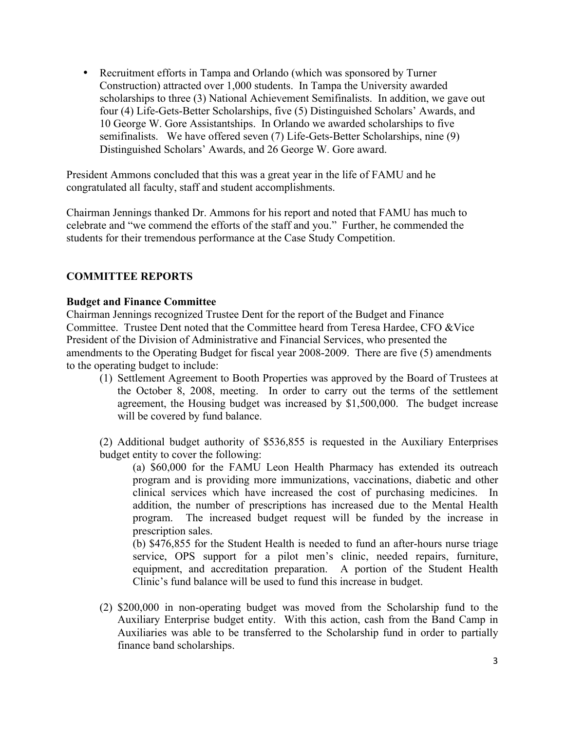- Recruitment efforts in Tampa and Orlando (which was sponsored by Turner Construction) attracted over 1,000 students. In Tampa the University awarded scholarships to three (3) National Achievement Semifinalists. In addition, we gave out four (4) Life-Gets-Better Scholarships, five (5) Distinguished Scholars' Awards, and 10 George W. Gore Assistantships. In Orlando we awarded scholarships to five semifinalists. We have offered seven (7) Life-Gets-Better Scholarships, nine (9) Distinguished Scholars' Awards, and 26 George W. Gore award.

President Ammons concluded that this was a great year in the life of FAMU and he congratulated all faculty, staff and student accomplishments.

Chairman Jennings thanked Dr. Ammons for his report and noted that FAMU has much to celebrate and "we commend the efforts of the staff and you." Further, he commended the students for their tremendous performance at the Case Study Competition.

## COMMITTEE REPORTS

### Budget and Finance Committee

Chairman Jennings recognized Trustee Dent for the report of the Budget and Finance Committee. Trustee Dent noted that the Committee heard from Teresa Hardee, CFO &Vice President of the Division of Administrative and Financial Services, who presented the amendments to the Operating Budget for fiscal year 2008-2009. There are five (5) amendments to the operating budget to include:

(1) Settlement Agreement to Booth Properties was approved by the Board of Trustees at the October 8, 2008, meeting. In order to carry out the terms of the settlement agreement, the Housing budget was increased by $1,500,000. The budget increase will be covered by fund balance.

(2) Additional budget authority of $536,855 is requested in the Auxiliary Enterprises budget entity to cover the following:

(a) $60,000 for the FAMU Leon Health Pharmacy has extended its outreach program and is providing more immunizations, vaccinations, diabetic and other clinical services which have increased the cost of purchasing medicines. In addition, the number of prescriptions has increased due to the Mental Health program. The increased budget request will be funded by the increase in prescription sales.

(b) $476,855 for the Student Health is needed to fund an after-hours nurse triage service, OPS support for a pilot men's clinic, needed repairs, furniture, equipment, and accreditation preparation. A portion of the Student Health Clinic's fund balance will be used to fund this increase in budget.

(2) $200,000 in non-operating budget was moved from the Scholarship fund to the Auxiliary Enterprise budget entity. With this action, cash from the Band Camp in Auxiliaries was able to be transferred to the Scholarship fund in order to partially finance band scholarships.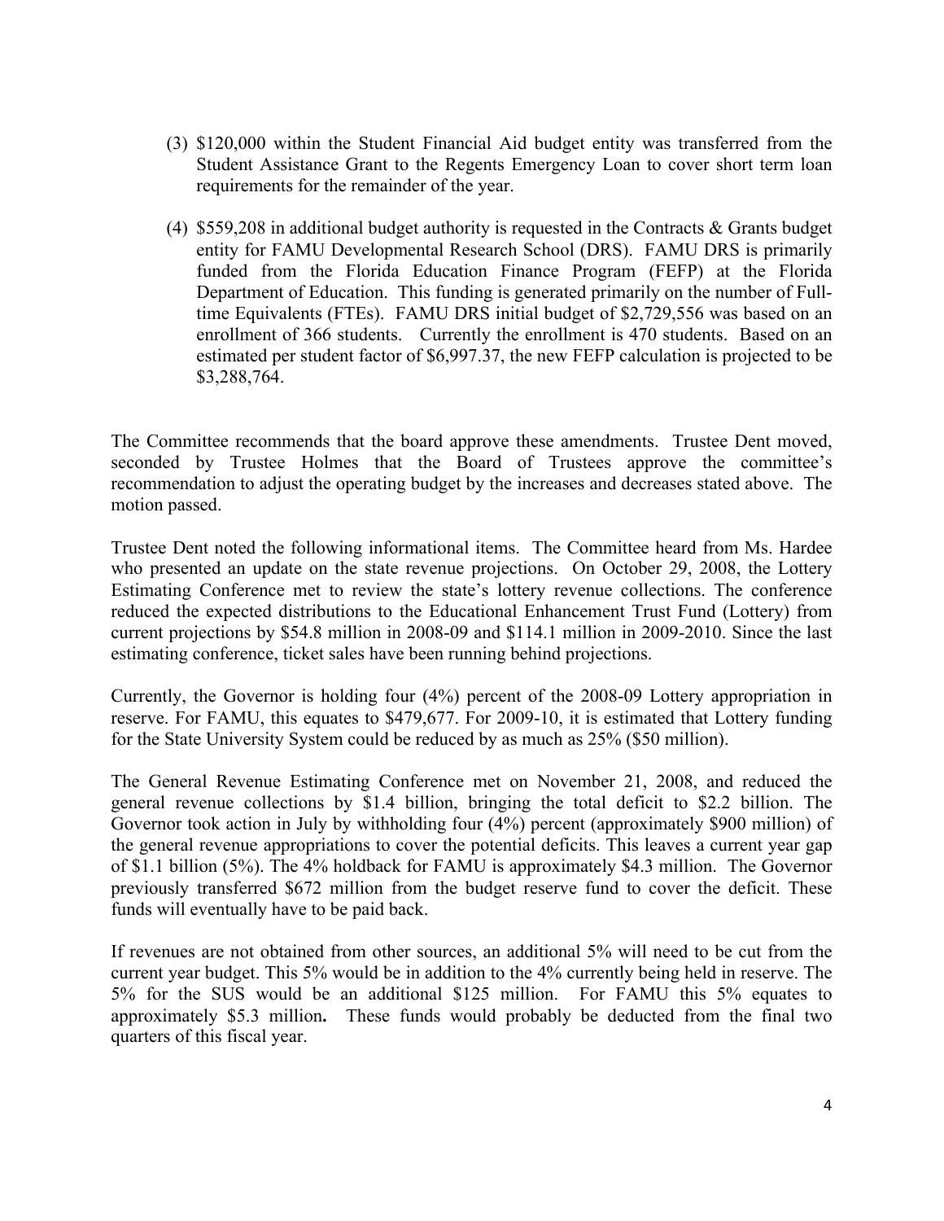(3) $120,000 within the Student Financial Aid budget entity was transferred from the Student Assistance Grant to the Regents Emergency Loan to cover short term loan requirements for the remainder of the year.

(4) $559,208 in additional budget authority is requested in the Contracts & Grants budget entity for FAMU Developmental Research School (DRS). FAMU DRS is primarily funded from the Florida Education Finance Program (FEFP) at the Florida Department of Education. This funding is generated primarily on the number of Full-time Equivalents (FTEs). FAMU DRS initial budget of $2,729,556 was based on an enrollment of 366 students. Currently the enrollment is 470 students. Based on an estimated per student factor of $6,997.37, the new FEFP calculation is projected to be $3,288,764.

The Committee recommends that the board approve these amendments. Trustee Dent moved, seconded by Trustee Holmes that the Board of Trustees approve the committee's recommendation to adjust the operating budget by the increases and decreases stated above. The motion passed.

Trustee Dent noted the following informational items. The Committee heard from Ms. Hardee who presented an update on the state revenue projections. On October 29, 2008, the Lottery Estimating Conference met to review the state's lottery revenue collections. The conference reduced the expected distributions to the Educational Enhancement Trust Fund (Lottery) from current projections by $54.8 million in 2008-09 and $114.1 million in 2009-2010. Since the last estimating conference, ticket sales have been running behind projections.

Currently, the Governor is holding four (4%) percent of the 2008-09 Lottery appropriation in reserve. For FAMU, this equates to $479,677. For 2009-10, it is estimated that Lottery funding for the State University System could be reduced by as much as 25% ($50 million).

The General Revenue Estimating Conference met on November 21, 2008, and reduced the general revenue collections by $1.4 billion, bringing the total deficit to $2.2 billion. The Governor took action in July by withholding four (4%) percent (approximately $900 million) of the general revenue appropriations to cover the potential deficits. This leaves a current year gap of $1.1 billion (5%). The 4% holdback for FAMU is approximately $4.3 million. The Governor previously transferred $672 million from the budget reserve fund to cover the deficit. These funds will eventually have to be paid back.

If revenues are not obtained from other sources, an additional 5% will need to be cut from the current year budget. This 5% would be in addition to the 4% currently being held in reserve. The 5% for the SUS would be an additional $125 million. For FAMU this 5% equates to approximately $5.3 million**.** These funds would probably be deducted from the final two quarters of this fiscal year.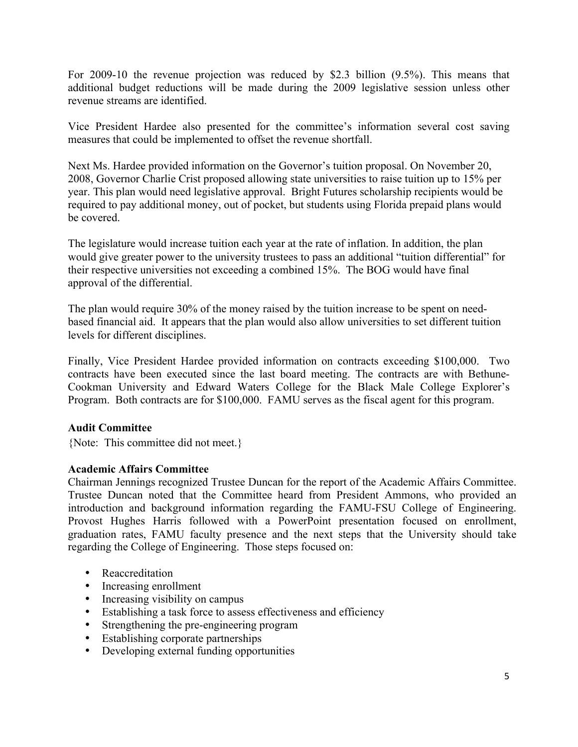For 2009-10 the revenue projection was reduced by $2.3 billion (9.5%). This means that additional budget reductions will be made during the 2009 legislative session unless other revenue streams are identified.

Vice President Hardee also presented for the committee's information several cost saving measures that could be implemented to offset the revenue shortfall.

Next Ms. Hardee provided information on the Governor's tuition proposal. On November 20, 2008, Governor Charlie Crist proposed allowing state universities to raise tuition up to 15% per year. This plan would need legislative approval. Bright Futures scholarship recipients would be required to pay additional money, out of pocket, but students using Florida prepaid plans would be covered.

The legislature would increase tuition each year at the rate of inflation. In addition, the plan would give greater power to the university trustees to pass an additional "tuition differential" for their respective universities not exceeding a combined 15%. The BOG would have final approval of the differential.

The plan would require 30% of the money raised by the tuition increase to be spent on need-based financial aid. It appears that the plan would also allow universities to set different tuition levels for different disciplines.

Finally, Vice President Hardee provided information on contracts exceeding $100,000. Two contracts have been executed since the last board meeting. The contracts are with Bethune-Cookman University and Edward Waters College for the Black Male College Explorer's Program. Both contracts are for $100,000. FAMU serves as the fiscal agent for this program.

**Audit Committee**

{Note: This committee did not meet.}

**Academic Affairs Committee**

Chairman Jennings recognized Trustee Duncan for the report of the Academic Affairs Committee. Trustee Duncan noted that the Committee heard from President Ammons, who provided an introduction and background information regarding the FAMU-FSU College of Engineering. Provost Hughes Harris followed with a PowerPoint presentation focused on enrollment, graduation rates, FAMU faculty presence and the next steps that the University should take regarding the College of Engineering. Those steps focused on:

- Reaccreditation
- Increasing enrollment
- Increasing visibility on campus
- Establishing a task force to assess effectiveness and efficiency
- Strengthening the pre-engineering program
- Establishing corporate partnerships
- Developing external funding opportunities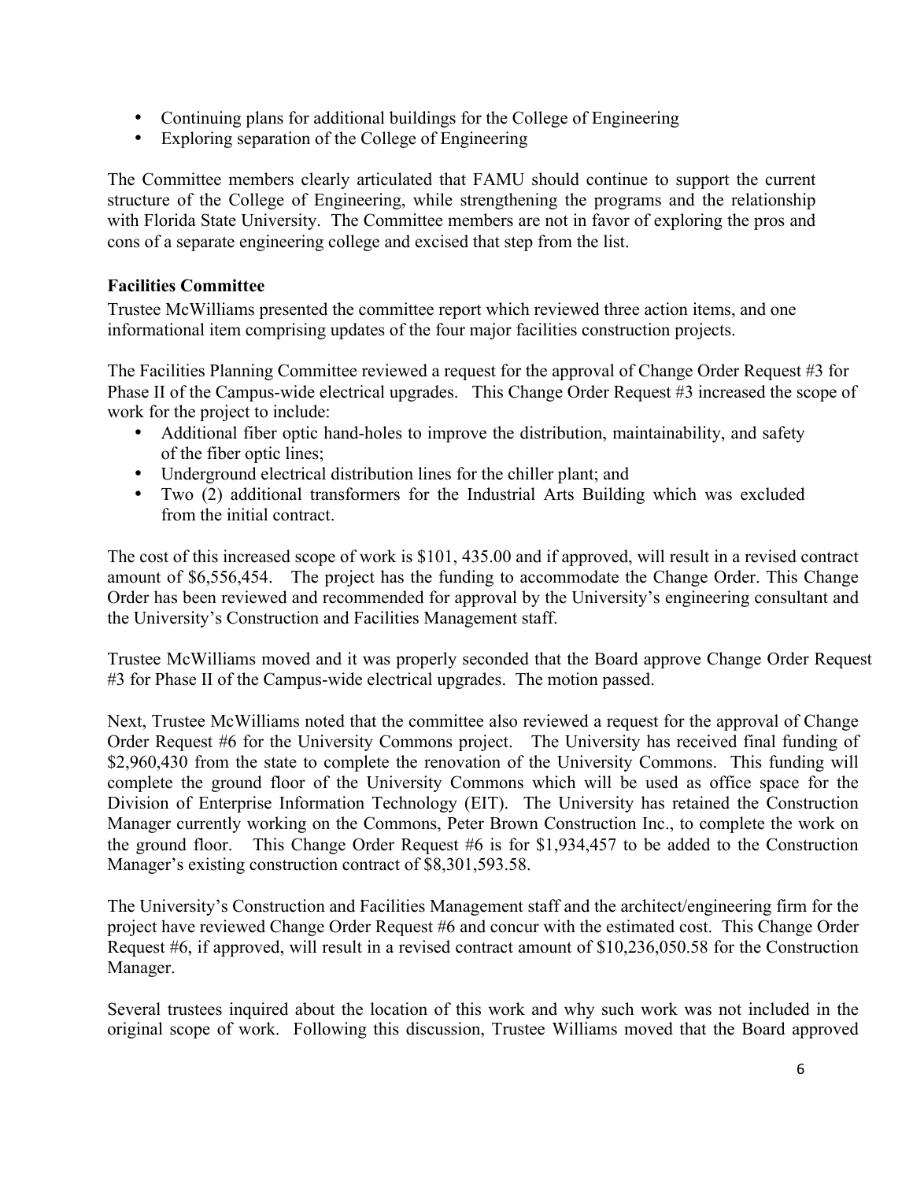- Continuing plans for additional buildings for the College of Engineering
- Exploring separation of the College of Engineering

The Committee members clearly articulated that FAMU should continue to support the current structure of the College of Engineering, while strengthening the programs and the relationship with Florida State University. The Committee members are not in favor of exploring the pros and cons of a separate engineering college and excised that step from the list.

**Facilities Committee**

Trustee McWilliams presented the committee report which reviewed three action items, and one informational item comprising updates of the four major facilities construction projects.

The Facilities Planning Committee reviewed a request for the approval of Change Order Request #3 for Phase II of the Campus-wide electrical upgrades. This Change Order Request #3 increased the scope of work for the project to include:

- Additional fiber optic hand-holes to improve the distribution, maintainability, and safety of the fiber optic lines;
- Underground electrical distribution lines for the chiller plant; and
- Two (2) additional transformers for the Industrial Arts Building which was excluded from the initial contract.

The cost of this increased scope of work is $101, 435.00 and if approved, will result in a revised contract amount of $6,556,454. The project has the funding to accommodate the Change Order. This Change Order has been reviewed and recommended for approval by the University's engineering consultant and the University's Construction and Facilities Management staff.

Trustee McWilliams moved and it was properly seconded that the Board approve Change Order Request #3 for Phase II of the Campus-wide electrical upgrades. The motion passed.

Next, Trustee McWilliams noted that the committee also reviewed a request for the approval of Change Order Request #6 for the University Commons project. The University has received final funding of $2,960,430 from the state to complete the renovation of the University Commons. This funding will complete the ground floor of the University Commons which will be used as office space for the Division of Enterprise Information Technology (EIT). The University has retained the Construction Manager currently working on the Commons, Peter Brown Construction Inc., to complete the work on the ground floor. This Change Order Request #6 is for $1,934,457 to be added to the Construction Manager's existing construction contract of $8,301,593.58.

The University's Construction and Facilities Management staff and the architect/engineering firm for the project have reviewed Change Order Request #6 and concur with the estimated cost. This Change Order Request #6, if approved, will result in a revised contract amount of $10,236,050.58 for the Construction Manager.

Several trustees inquired about the location of this work and why such work was not included in the original scope of work. Following this discussion, Trustee Williams moved that the Board approved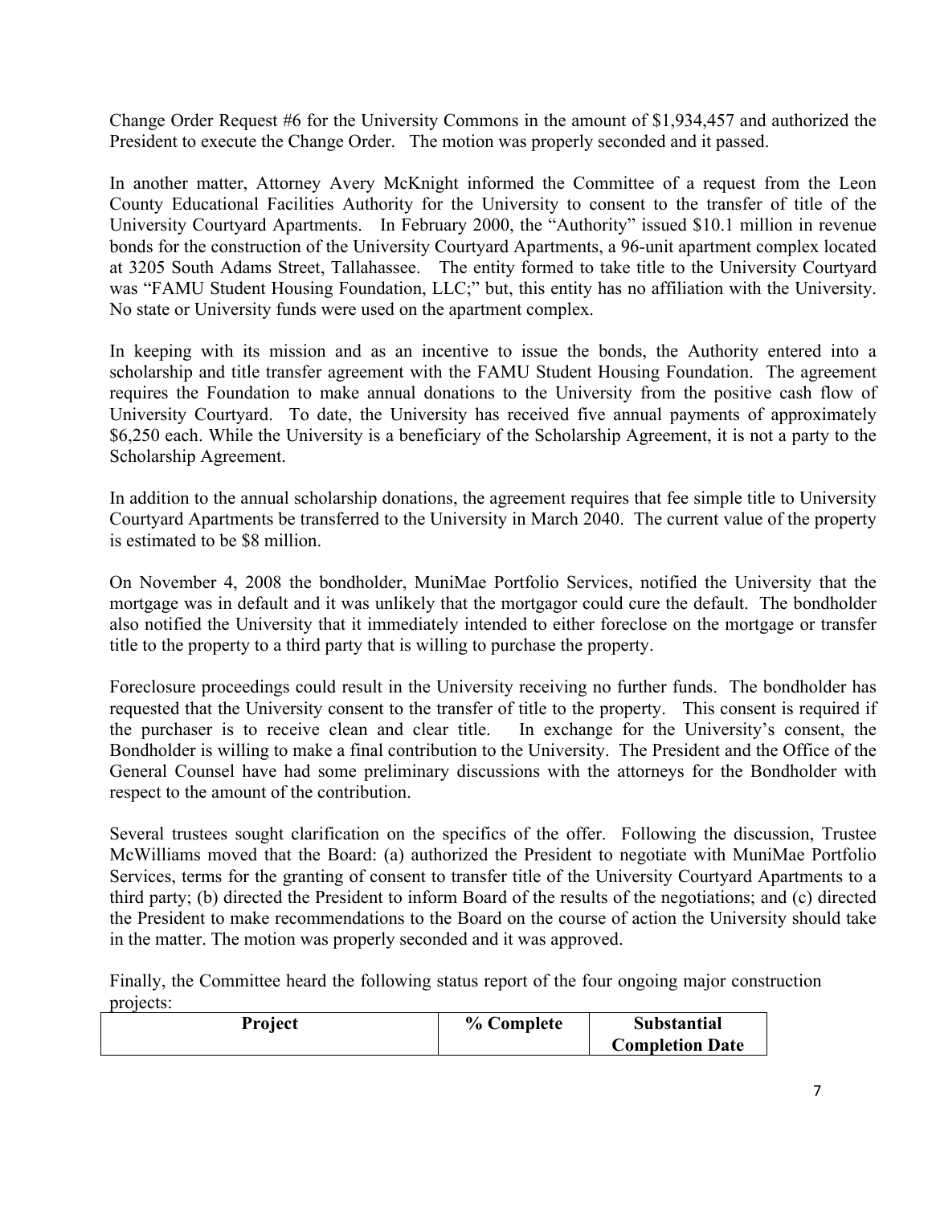Change Order Request #6 for the University Commons in the amount of $1,934,457 and authorized the President to execute the Change Order. The motion was properly seconded and it passed.

In another matter, Attorney Avery McKnight informed the Committee of a request from the Leon County Educational Facilities Authority for the University to consent to the transfer of title of the University Courtyard Apartments. In February 2000, the "Authority" issued $10.1 million in revenue bonds for the construction of the University Courtyard Apartments, a 96-unit apartment complex located at 3205 South Adams Street, Tallahassee. The entity formed to take title to the University Courtyard was "FAMU Student Housing Foundation, LLC;" but, this entity has no affiliation with the University. No state or University funds were used on the apartment complex.

In keeping with its mission and as an incentive to issue the bonds, the Authority entered into a scholarship and title transfer agreement with the FAMU Student Housing Foundation. The agreement requires the Foundation to make annual donations to the University from the positive cash flow of University Courtyard. To date, the University has received five annual payments of approximately $6,250 each. While the University is a beneficiary of the Scholarship Agreement, it is not a party to the Scholarship Agreement.

In addition to the annual scholarship donations, the agreement requires that fee simple title to University Courtyard Apartments be transferred to the University in March 2040. The current value of the property is estimated to be $8 million.

On November 4, 2008 the bondholder, MuniMae Portfolio Services, notified the University that the mortgage was in default and it was unlikely that the mortgagor could cure the default. The bondholder also notified the University that it immediately intended to either foreclose on the mortgage or transfer title to the property to a third party that is willing to purchase the property.

Foreclosure proceedings could result in the University receiving no further funds. The bondholder has requested that the University consent to the transfer of title to the property. This consent is required if the purchaser is to receive clean and clear title. In exchange for the University's consent, the Bondholder is willing to make a final contribution to the University. The President and the Office of the General Counsel have had some preliminary discussions with the attorneys for the Bondholder with respect to the amount of the contribution.

Several trustees sought clarification on the specifics of the offer. Following the discussion, Trustee McWilliams moved that the Board: (a) authorized the President to negotiate with MuniMae Portfolio Services, terms for the granting of consent to transfer title of the University Courtyard Apartments to a third party; (b) directed the President to inform Board of the results of the negotiations; and (c) directed the President to make recommendations to the Board on the course of action the University should take in the matter. The motion was properly seconded and it was approved.

Finally, the Committee heard the following status report of the four ongoing major construction projects:

| Project | % Complete | Substantial Completion Date |
|---|---|---|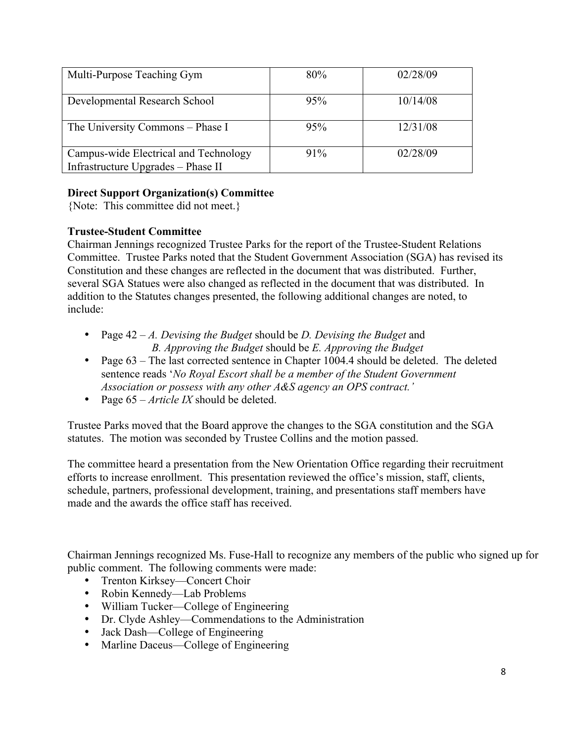| Multi-Purpose Teaching Gym | 80% | 02/28/09 |
|---|---|---|
| Developmental Research School | 95% | 10/14/08 |
| The University Commons – Phase I | 95% | 12/31/08 |
| Campus-wide Electrical and Technology Infrastructure Upgrades – Phase II | 91% | 02/28/09 |

**Direct Support Organization(s) Committee**
{Note: This committee did not meet.}

**Trustee-Student Committee**
Chairman Jennings recognized Trustee Parks for the report of the Trustee-Student Relations Committee. Trustee Parks noted that the Student Government Association (SGA) has revised its Constitution and these changes are reflected in the document that was distributed. Further, several SGA Statues were also changed as reflected in the document that was distributed. In addition to the Statutes changes presented, the following additional changes are noted, to include:

- Page 42 – *A. Devising the Budget* should be *D. Devising the Budget* and *B. Approving the Budget* should be *E. Approving the Budget*
- Page 63 – The last corrected sentence in Chapter 1004.4 should be deleted. The deleted sentence reads '*No Royal Escort shall be a member of the Student Government Association or possess with any other A&S agency an OPS contract.'*
- Page 65 – *Article IX* should be deleted.

Trustee Parks moved that the Board approve the changes to the SGA constitution and the SGA statutes. The motion was seconded by Trustee Collins and the motion passed.

The committee heard a presentation from the New Orientation Office regarding their recruitment efforts to increase enrollment. This presentation reviewed the office's mission, staff, clients, schedule, partners, professional development, training, and presentations staff members have made and the awards the office staff has received.

Chairman Jennings recognized Ms. Fuse-Hall to recognize any members of the public who signed up for public comment. The following comments were made:

- Trenton Kirksey—Concert Choir
- Robin Kennedy—Lab Problems
- William Tucker—College of Engineering
- Dr. Clyde Ashley—Commendations to the Administration
- Jack Dash—College of Engineering
- Marline Daceus—College of Engineering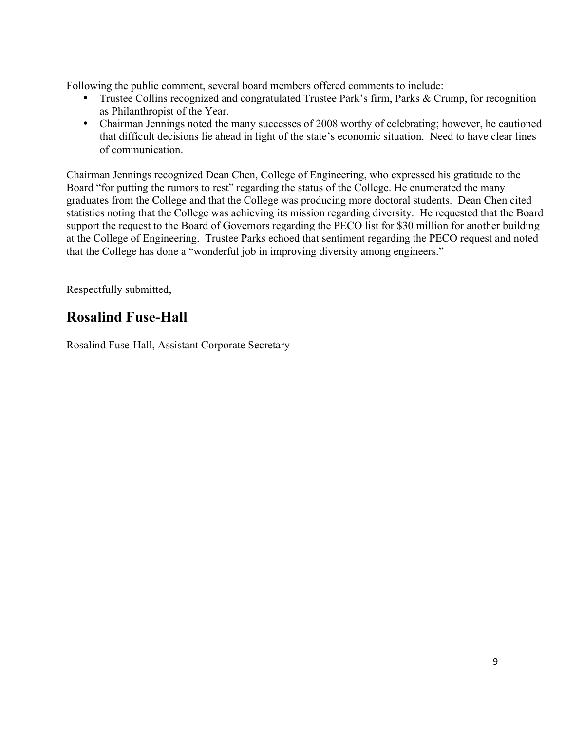Following the public comment, several board members offered comments to include:

- Trustee Collins recognized and congratulated Trustee Park's firm, Parks & Crump, for recognition as Philanthropist of the Year.
- Chairman Jennings noted the many successes of 2008 worthy of celebrating; however, he cautioned that difficult decisions lie ahead in light of the state's economic situation. Need to have clear lines of communication.

Chairman Jennings recognized Dean Chen, College of Engineering, who expressed his gratitude to the Board "for putting the rumors to rest" regarding the status of the College. He enumerated the many graduates from the College and that the College was producing more doctoral students. Dean Chen cited statistics noting that the College was achieving its mission regarding diversity. He requested that the Board support the request to the Board of Governors regarding the PECO list for $30 million for another building at the College of Engineering. Trustee Parks echoed that sentiment regarding the PECO request and noted that the College has done a "wonderful job in improving diversity among engineers."

Respectfully submitted,

## Rosalind Fuse-Hall

Rosalind Fuse-Hall, Assistant Corporate Secretary